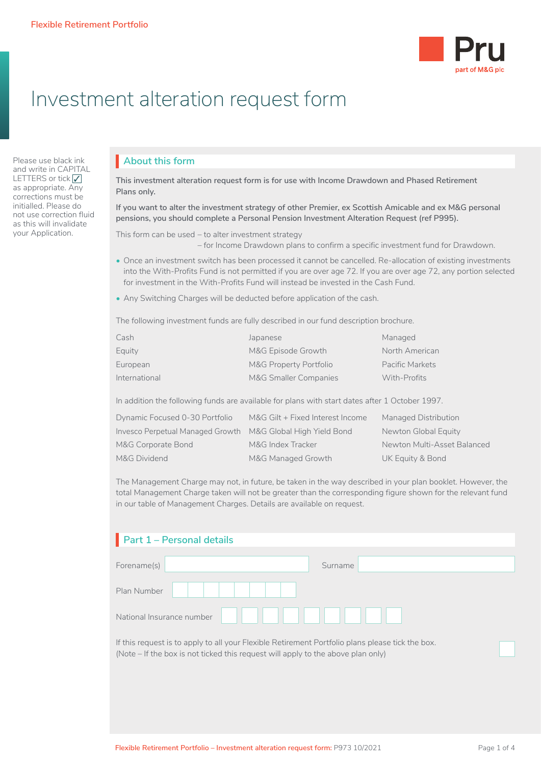Flexible Retirement Portfolio

Pru
part of M&G plc

# Investment alteration request form

Please use black ink and write in CAPITAL LETTERS or tick ✓ as appropriate. Any corrections must be initialled. Please do not use correction fluid as this will invalidate your Application.

## About this form

**This investment alteration request form is for use with Income Drawdown and Phased Retirement Plans only.**

**If you want to alter the investment strategy of other Premier, ex Scottish Amicable and ex M&G personal pensions, you should complete a Personal Pension Investment Alteration Request (ref P995).**

This form can be used – to alter investment strategy
– for Income Drawdown plans to confirm a specific investment fund for Drawdown.

- Once an investment switch has been processed it cannot be cancelled. Re-allocation of existing investments into the With-Profits Fund is not permitted if you are over age 72. If you are over age 72, any portion selected for investment in the With-Profits Fund will instead be invested in the Cash Fund.
- Any Switching Charges will be deducted before application of the cash.

The following investment funds are fully described in our fund description brochure.

| | | |
|---|---|---|
| Cash | Japanese | Managed |
| Equity | M&G Episode Growth | North American |
| European | M&G Property Portfolio | Pacific Markets |
| International | M&G Smaller Companies | With-Profits |

In addition the following funds are available for plans with start dates after 1 October 1997.

| | | |
|---|---|---|
| Dynamic Focused 0-30 Portfolio | M&G Gilt + Fixed Interest Income | Managed Distribution |
| Invesco Perpetual Managed Growth | M&G Global High Yield Bond | Newton Global Equity |
| M&G Corporate Bond | M&G Index Tracker | Newton Multi-Asset Balanced |
| M&G Dividend | M&G Managed Growth | UK Equity & Bond |

The Management Charge may not, in future, be taken in the way described in your plan booklet. However, the total Management Charge taken will not be greater than the corresponding figure shown for the relevant fund in our table of Management Charges. Details are available on request.

## Part 1 – Personal details

Forename(s) ______________________ Surname ______________________

Plan Number ☐☐☐☐☐☐☐☐

National Insurance number ☐☐☐☐☐☐☐☐☐

If this request is to apply to all your Flexible Retirement Portfolio plans please tick the box. ☐
(Note – If the box is not ticked this request will apply to the above plan only)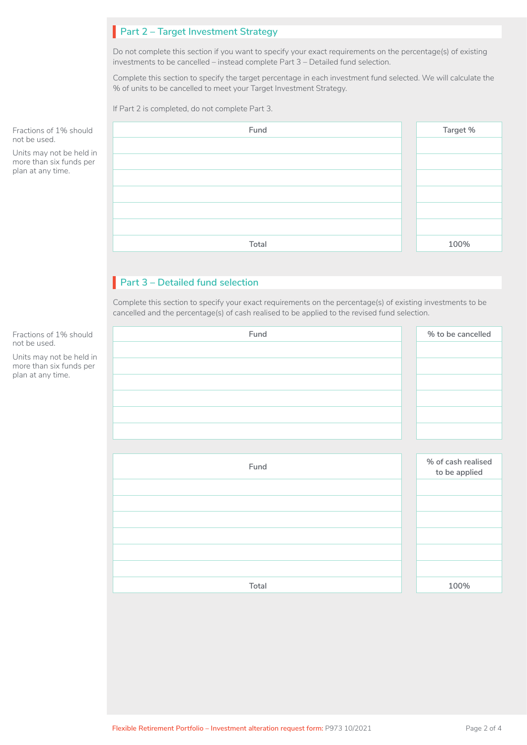## Part 2 – Target Investment Strategy

Do not complete this section if you want to specify your exact requirements on the percentage(s) of existing investments to be cancelled – instead complete Part 3 – Detailed fund selection.

Complete this section to specify the target percentage in each investment fund selected. We will calculate the % of units to be cancelled to meet your Target Investment Strategy.

If Part 2 is completed, do not complete Part 3.

Fractions of 1% should not be used.

Units may not be held in more than six funds per plan at any time.

| Fund | Target % |
|---|---|
| | |
| | |
| | |
| | |
| | |
| | |
| Total | 100% |

## Part 3 – Detailed fund selection

Complete this section to specify your exact requirements on the percentage(s) of existing investments to be cancelled and the percentage(s) of cash realised to be applied to the revised fund selection.

Fractions of 1% should not be used.

Units may not be held in more than six funds per plan at any time.

| Fund | % to be cancelled |
|---|---|
| | |
| | |
| | |
| | |
| | |
| | |

| Fund | % of cash realised to be applied |
|---|---|
| | |
| | |
| | |
| | |
| | |
| | |
| Total | 100% |

Flexible Retirement Portfolio – Investment alteration request form: P973 10/2021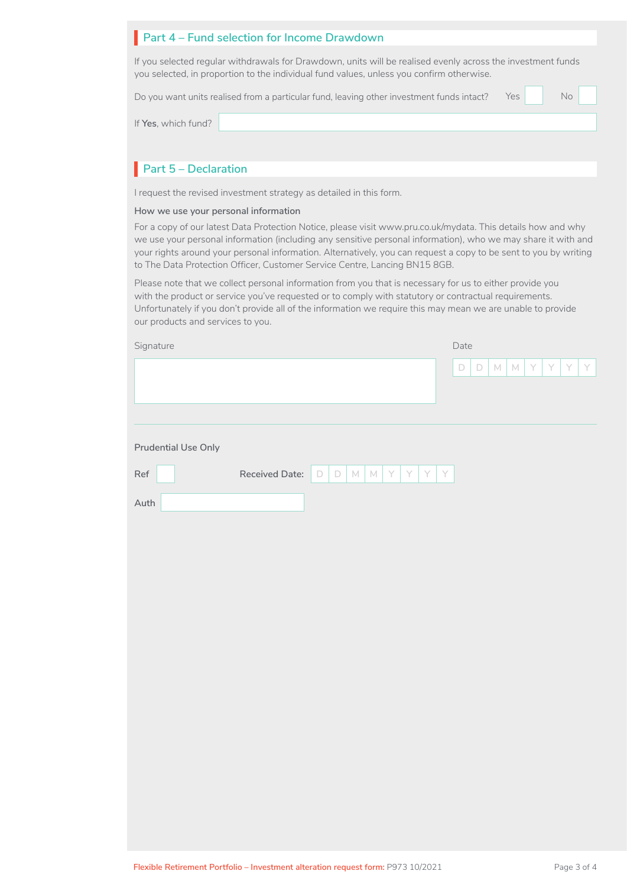## Part 4 – Fund selection for Income Drawdown

If you selected regular withdrawals for Drawdown, units will be realised evenly across the investment funds you selected, in proportion to the individual fund values, unless you confirm otherwise.

Do you want units realised from a particular fund, leaving other investment funds intact? Yes ☐ No ☐

If **Yes**, which fund? ____________________

## Part 5 – Declaration

I request the revised investment strategy as detailed in this form.

### How we use your personal information

For a copy of our latest Data Protection Notice, please visit www.pru.co.uk/mydata. This details how and why we use your personal information (including any sensitive personal information), who we may share it with and your rights around your personal information. Alternatively, you can request a copy to be sent to you by writing to The Data Protection Officer, Customer Service Centre, Lancing BN15 8GB.

Please note that we collect personal information from you that is necessary for us to either provide you with the product or service you've requested or to comply with statutory or contractual requirements. Unfortunately if you don't provide all of the information we require this may mean we are unable to provide our products and services to you.

Signature ____________________

Date D D M M Y Y Y Y

---

**Prudential Use Only**

Ref ______ Received Date: D D M M Y Y Y Y

Auth ____________________

Flexible Retirement Portfolio – Investment alteration request form: P973 10/2021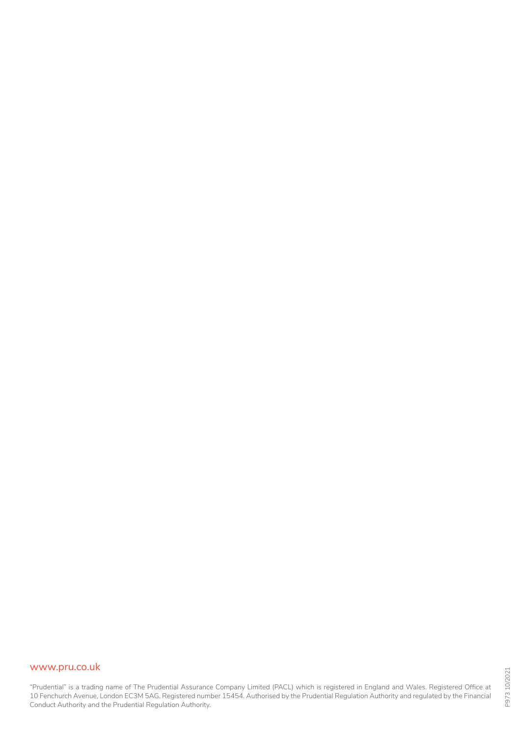www.pru.co.uk

"Prudential" is a trading name of The Prudential Assurance Company Limited (PACL) which is registered in England and Wales. Registered Office at 10 Fenchurch Avenue, London EC3M 5AG. Registered number 15454. Authorised by the Prudential Regulation Authority and regulated by the Financial Conduct Authority and the Prudential Regulation Authority.

P973 10/2021